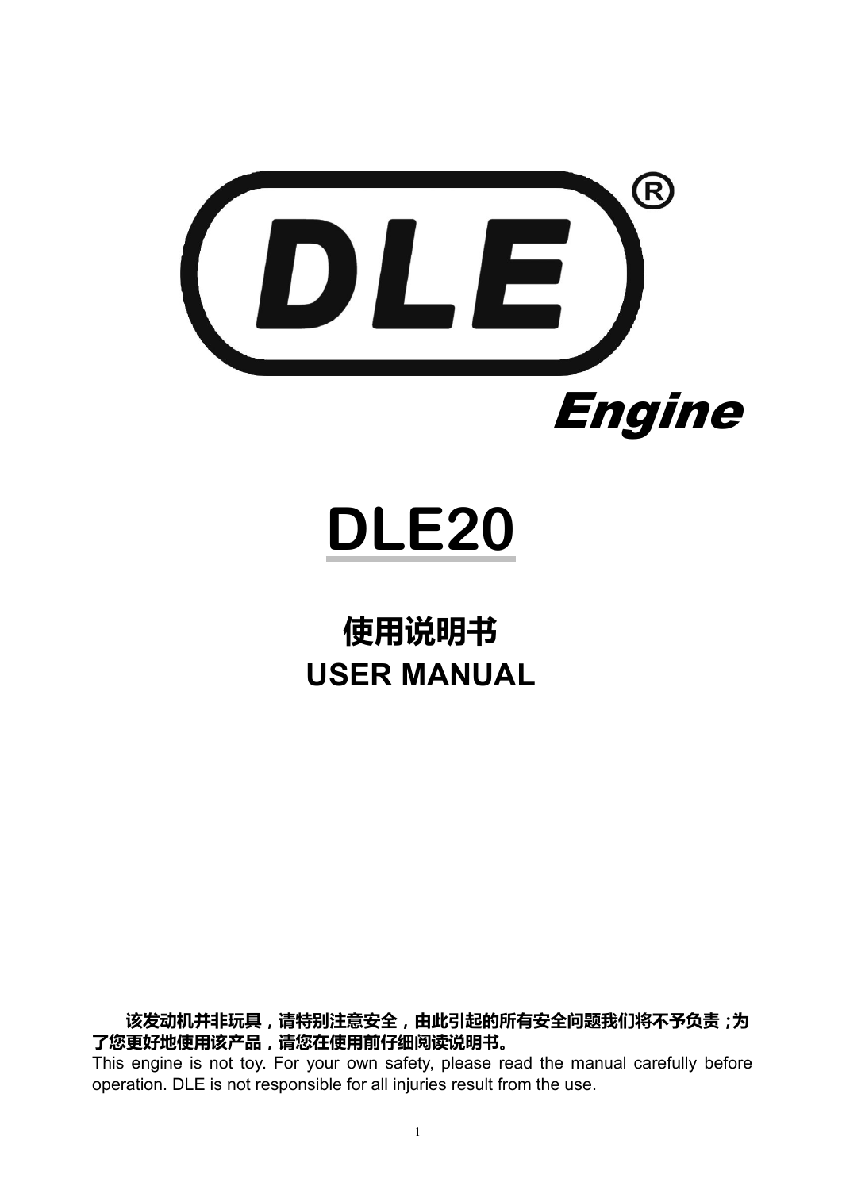# DLE® Engine

# DLE20

## 使用说明书
## USER MANUAL

**该发动机并非玩具，请特别注意安全，由此引起的所有安全问题我们将不予负责；为了您更好地使用该产品，请您在使用前仔细阅读说明书。**

This engine is not toy. For your own safety, please read the manual carefully before operation. DLE is not responsible for all injuries result from the use.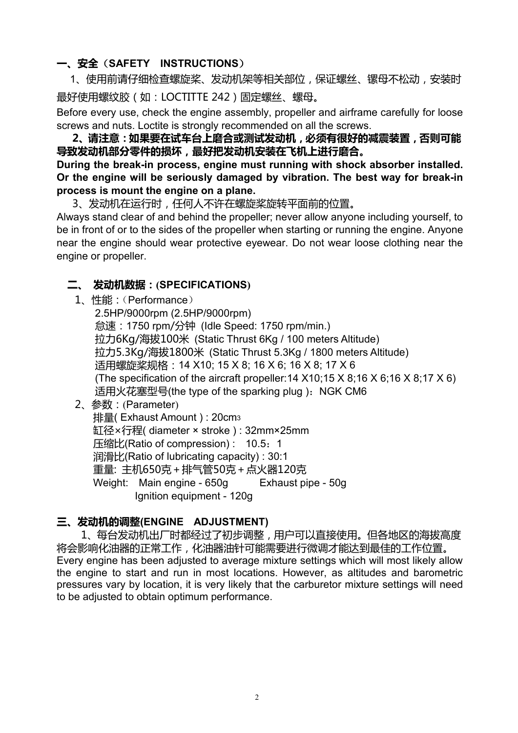## 一、安全（SAFETY　INSTRUCTIONS）

1、使用前请仔细检查螺旋桨、发动机架等相关部位，保证螺丝、镙母不松动，安装时最好使用螺纹胶（如：LOCTITTE 242）固定螺丝、螺母。

Before every use, check the engine assembly, propeller and airframe carefully for loose screws and nuts. Loctite is strongly recommended on all the screws.

**2、请注意：如果要在试车台上磨合或测试发动机，必须有很好的减震装置，否则可能导致发动机部分零件的损坏，最好把发动机安装在飞机上进行磨合。**

**During the break-in process, engine must running with shock absorber installed. Or the engine will be seriously damaged by vibration. The best way for break-in process is mount the engine on a plane.**

3、发动机在运行时，任何人不许在螺旋桨旋转平面前的位置。

Always stand clear of and behind the propeller; never allow anyone including yourself, to be in front of or to the sides of the propeller when starting or running the engine. Anyone near the engine should wear protective eyewear. Do not wear loose clothing near the engine or propeller.

## 二、 发动机数据：(SPECIFICATIONS)

1、性能：（Performance）

- 2.5HP/9000rpm (2.5HP/9000rpm)
- 怠速：1750 rpm/分钟 (Idle Speed: 1750 rpm/min.)
- 拉力6Kg/海拔100米 (Static Thrust 6Kg / 100 meters Altitude)
- 拉力5.3Kg/海拔1800米 (Static Thrust 5.3Kg / 1800 meters Altitude)
- 适用螺旋桨规格：14 X10; 15 X 8; 16 X 6; 16 X 8; 17 X 6
- (The specification of the aircraft propeller:14 X10;15 X 8;16 X 6;16 X 8;17 X 6)
- 适用火花塞型号(the type of the sparking plug )：NGK CM6

2、参数：(Parameter)

- 排量( Exhaust Amount ) : 20cm$^3$
- 缸径×行程( diameter × stroke ) : 32mm×25mm
- 压缩比(Ratio of compression) :　10.5：1
- 润滑比(Ratio of lubricating capacity) : 30:1
- 重量: 主机650克＋排气管50克＋点火器120克
- Weight: Main engine - 650g　　Exhaust pipe - 50g　　Ignition equipment - 120g

## 三、发动机的调整(ENGINE　ADJUSTMENT)

1、每台发动机出厂时都经过了初步调整，用户可以直接使用。但各地区的海拔高度将会影响化油器的正常工作，化油器油针可能需要进行微调才能达到最佳的工作位置。

Every engine has been adjusted to average mixture settings which will most likely allow the engine to start and run in most locations. However, as altitudes and barometric pressures vary by location, it is very likely that the carburetor mixture settings will need to be adjusted to obtain optimum performance.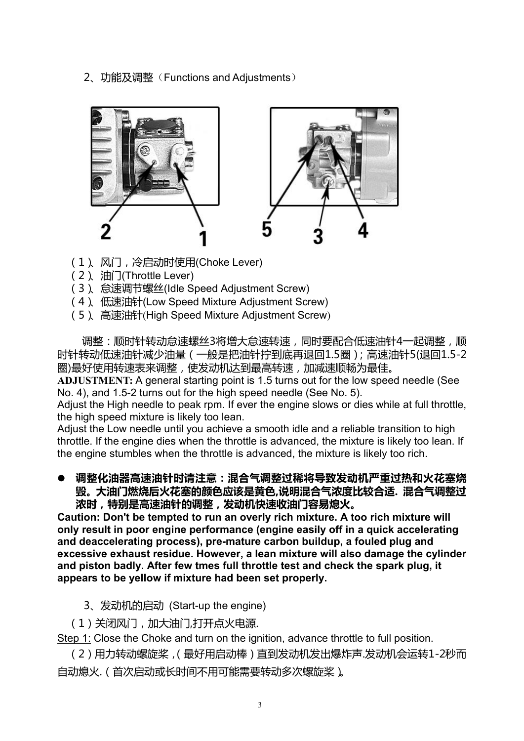2、功能及调整（Functions and Adjustments）

（1）、风门，冷启动时使用(Choke Lever)
（2）、油门(Throttle Lever)
（3）、怠速调节螺丝(Idle Speed Adjustment Screw)
（4）、低速油针(Low Speed Mixture Adjustment Screw)
（5）、高速油针(High Speed Mixture Adjustment Screw)

调整：顺时针转动怠速螺丝3将增大怠速转速，同时要配合低速油针4一起调整，顺时针转动低速油针减少油量（一般是把油针拧到底再退回1.5圈）；高速油针5(退回1.5-2圈)最好使用转速表来调整，使发动机达到最高转速，加减速顺畅为最佳。

**ADJUSTMENT:** A general starting point is 1.5 turns out for the low speed needle (See No. 4), and 1.5-2 turns out for the high speed needle (See No. 5).
Adjust the High needle to peak rpm. If ever the engine slows or dies while at full throttle, the high speed mixture is likely too lean.
Adjust the Low needle until you achieve a smooth idle and a reliable transition to high throttle. If the engine dies when the throttle is advanced, the mixture is likely too lean. If the engine stumbles when the throttle is advanced, the mixture is likely too rich.

- **调整化油器高速油针时请注意：混合气调整过稀将导致发动机严重过热和火花塞烧毁。大油门燃烧后火花塞的颜色应该是黄色,说明混合气浓度比较合适. 混合气调整过浓时，特别是高速油针的调整，发动机快速收油门容易熄火。**

**Caution: Don't be tempted to run an overly rich mixture. A too rich mixture will only result in poor engine performance (engine easily off in a quick accelerating and deaccelerating process), pre-mature carbon buildup, a fouled plug and excessive exhaust residue. However, a lean mixture will also damage the cylinder and piston badly. After few tmes full throttle test and check the spark plug, it appears to be yellow if mixture had been set properly.**

3、发动机的启动 (Start-up the engine)

（1）关闭风门，加大油门,打开点火电源.

Step 1: Close the Choke and turn on the ignition, advance throttle to full position.

（2）用力转动螺旋桨，(最好用启动棒)直到发动机发出爆炸声.发动机会运转1-2秒而自动熄火.（首次启动或长时间不用可能需要转动多次螺旋桨）。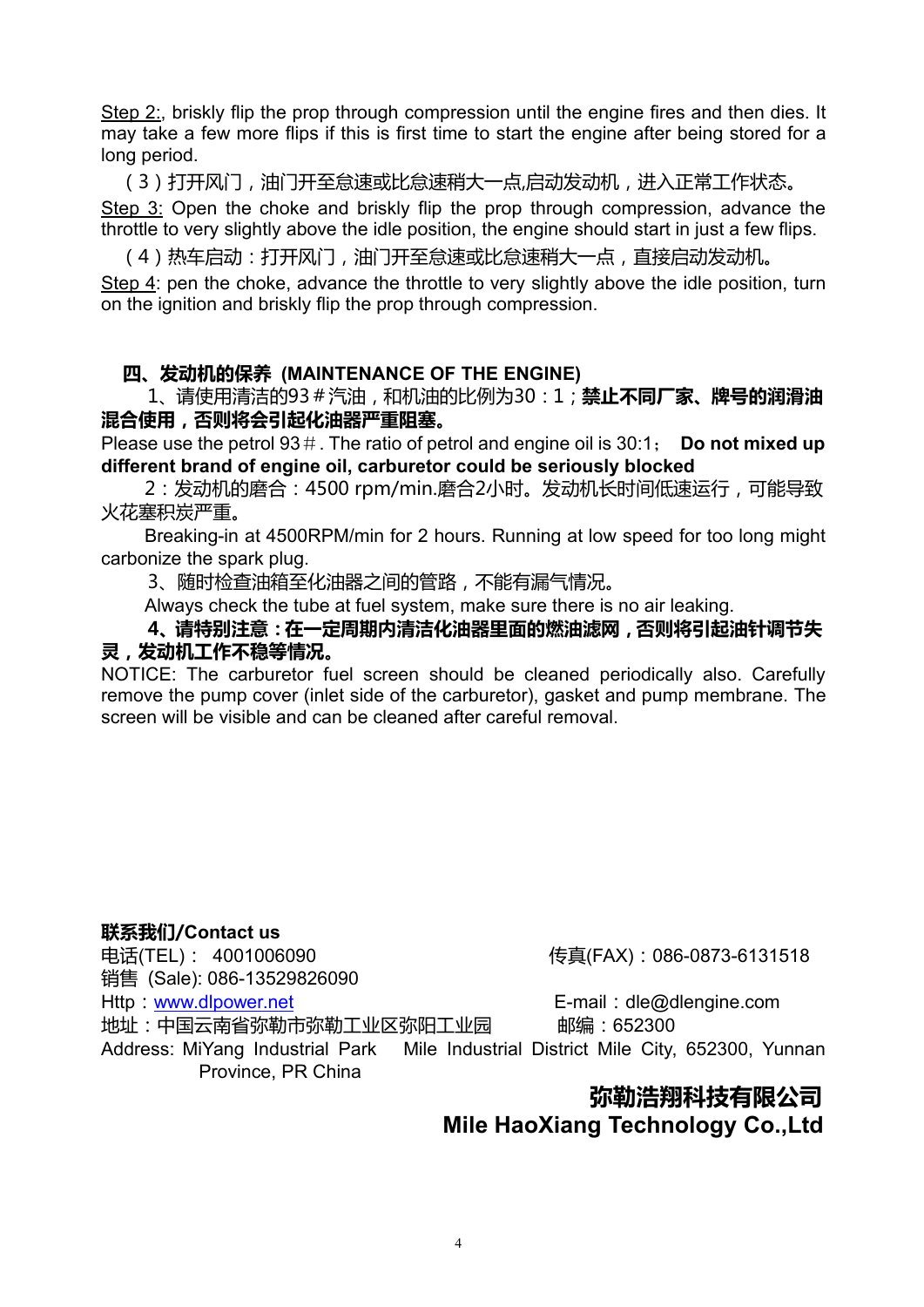Step 2:, briskly flip the prop through compression until the engine fires and then dies. It may take a few more flips if this is first time to start the engine after being stored for a long period.

（3）打开风门，油门开至怠速或比怠速稍大一点,启动发动机，进入正常工作状态。

Step 3: Open the choke and briskly flip the prop through compression, advance the throttle to very slightly above the idle position, the engine should start in just a few flips.

（4）热车启动：打开风门，油门开至怠速或比怠速稍大一点，直接启动发动机。

Step 4: pen the choke, advance the throttle to very slightly above the idle position, turn on the ignition and briskly flip the prop through compression.

## 四、发动机的保养 (MAINTENANCE OF THE ENGINE)

1、请使用清洁的93＃汽油，和机油的比例为30：1；**禁止不同厂家、牌号的润滑油混合使用，否则将会引起化油器严重阻塞。**

Please use the petrol 93＃. The ratio of petrol and engine oil is 30:1； **Do not mixed up different brand of engine oil, carburetor could be seriously blocked**

2：发动机的磨合：4500 rpm/min.磨合2小时。发动机长时间低速运行，可能导致火花塞积炭严重。

Breaking-in at 4500RPM/min for 2 hours. Running at low speed for too long might carbonize the spark plug.

3、随时检查油箱至化油器之间的管路，不能有漏气情况。

Always check the tube at fuel system, make sure there is no air leaking.

**4、请特别注意：在一定周期内清洁化油器里面的燃油滤网，否则将引起油针调节失灵，发动机工作不稳等情况。**

NOTICE: The carburetor fuel screen should be cleaned periodically also. Carefully remove the pump cover (inlet side of the carburetor), gasket and pump membrane. The screen will be visible and can be cleaned after careful removal.

**联系我们/Contact us**

电话(TEL)： 4001006090　　传真(FAX)：086-0873-6131518

销售 (Sale): 086-13529826090

Http：www.dlpower.net　　E-mail：dle@dlengine.com

地址：中国云南省弥勒市弥勒工业区弥阳工业园　　邮编：652300

Address: MiYang Industrial Park Mile Industrial District Mile City, 652300, Yunnan Province, PR China

**弥勒浩翔科技有限公司**

**Mile HaoXiang Technology Co.,Ltd**